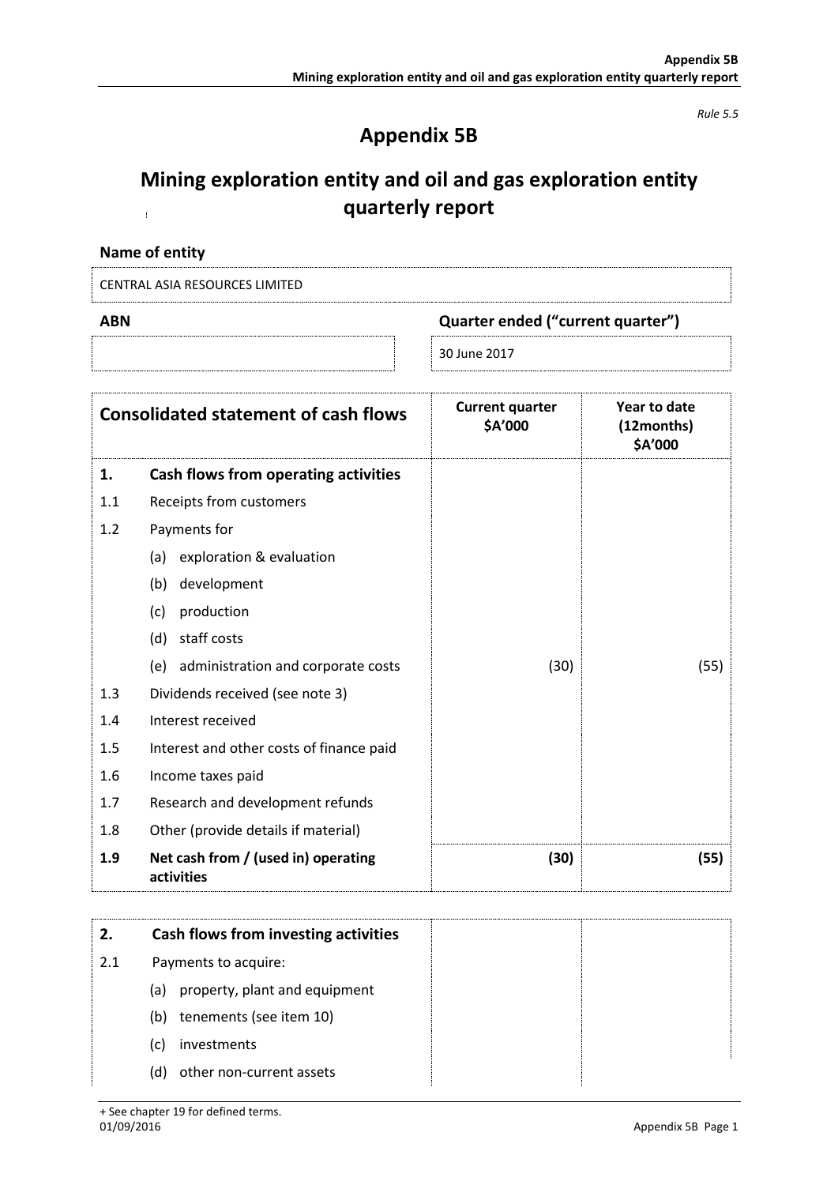*Rule 5.5*

# Appendix 5B

# Mining exploration entity and oil and gas exploration entity quarterly report

**Name of entity**

CENTRAL ASIA RESOURCES LIMITED

| ABN | Quarter ended ("current quarter") |
|---|---|
| | 30 June 2017 |

| | Consolidated statement of cash flows | Current quarter \$A'000 | Year to date (12months) \$A'000 |
|---|---|---|---|
| **1.** | **Cash flows from operating activities** | | |
| 1.1 | Receipts from customers | | |
| 1.2 | Payments for | | |
| | (a) exploration & evaluation | | |
| | (b) development | | |
| | (c) production | | |
| | (d) staff costs | | |
| | (e) administration and corporate costs | (30) | (55) |
| 1.3 | Dividends received (see note 3) | | |
| 1.4 | Interest received | | |
| 1.5 | Interest and other costs of finance paid | | |
| 1.6 | Income taxes paid | | |
| 1.7 | Research and development refunds | | |
| 1.8 | Other (provide details if material) | | |
| **1.9** | **Net cash from / (used in) operating activities** | **(30)** | **(55)** |

| | | | |
|---|---|---|---|
| **2.** | **Cash flows from investing activities** | | |
| 2.1 | Payments to acquire: | | |
| | (a) property, plant and equipment | | |
| | (b) tenements (see item 10) | | |
| | (c) investments | | |
| | (d) other non-current assets | | |

+ See chapter 19 for defined terms.
01/09/2016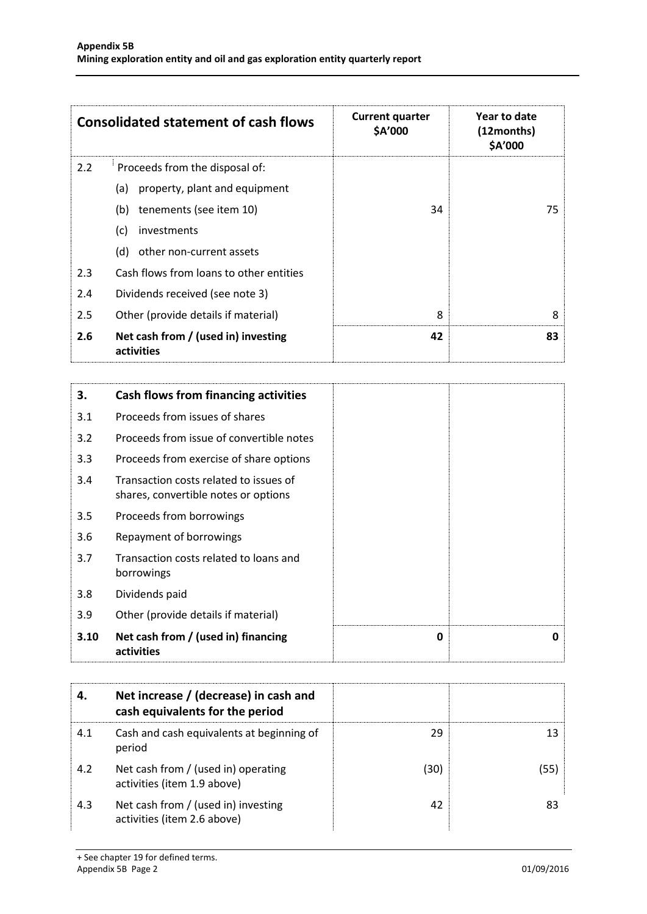| | Consolidated statement of cash flows | Current quarter $A'000 | Year to date (12months) $A'000 |
|---|---|---|---|
| 2.2 | Proceeds from the disposal of: | | |
| | (a) property, plant and equipment | | |
| | (b) tenements (see item 10) | 34 | 75 |
| | (c) investments | | |
| | (d) other non-current assets | | |
| 2.3 | Cash flows from loans to other entities | | |
| 2.4 | Dividends received (see note 3) | | |
| 2.5 | Other (provide details if material) | 8 | 8 |
| **2.6** | **Net cash from / (used in) investing activities** | **42** | **83** |

| | | | |
|---|---|---|---|
| **3.** | **Cash flows from financing activities** | | |
| 3.1 | Proceeds from issues of shares | | |
| 3.2 | Proceeds from issue of convertible notes | | |
| 3.3 | Proceeds from exercise of share options | | |
| 3.4 | Transaction costs related to issues of shares, convertible notes or options | | |
| 3.5 | Proceeds from borrowings | | |
| 3.6 | Repayment of borrowings | | |
| 3.7 | Transaction costs related to loans and borrowings | | |
| 3.8 | Dividends paid | | |
| 3.9 | Other (provide details if material) | | |
| **3.10** | **Net cash from / (used in) financing activities** | **0** | **0** |

| | | | |
|---|---|---|---|
| **4.** | **Net increase / (decrease) in cash and cash equivalents for the period** | | |
| 4.1 | Cash and cash equivalents at beginning of period | 29 | 13 |
| 4.2 | Net cash from / (used in) operating activities (item 1.9 above) | (30) | (55) |
| 4.3 | Net cash from / (used in) investing activities (item 2.6 above) | 42 | 83 |

+ See chapter 19 for defined terms.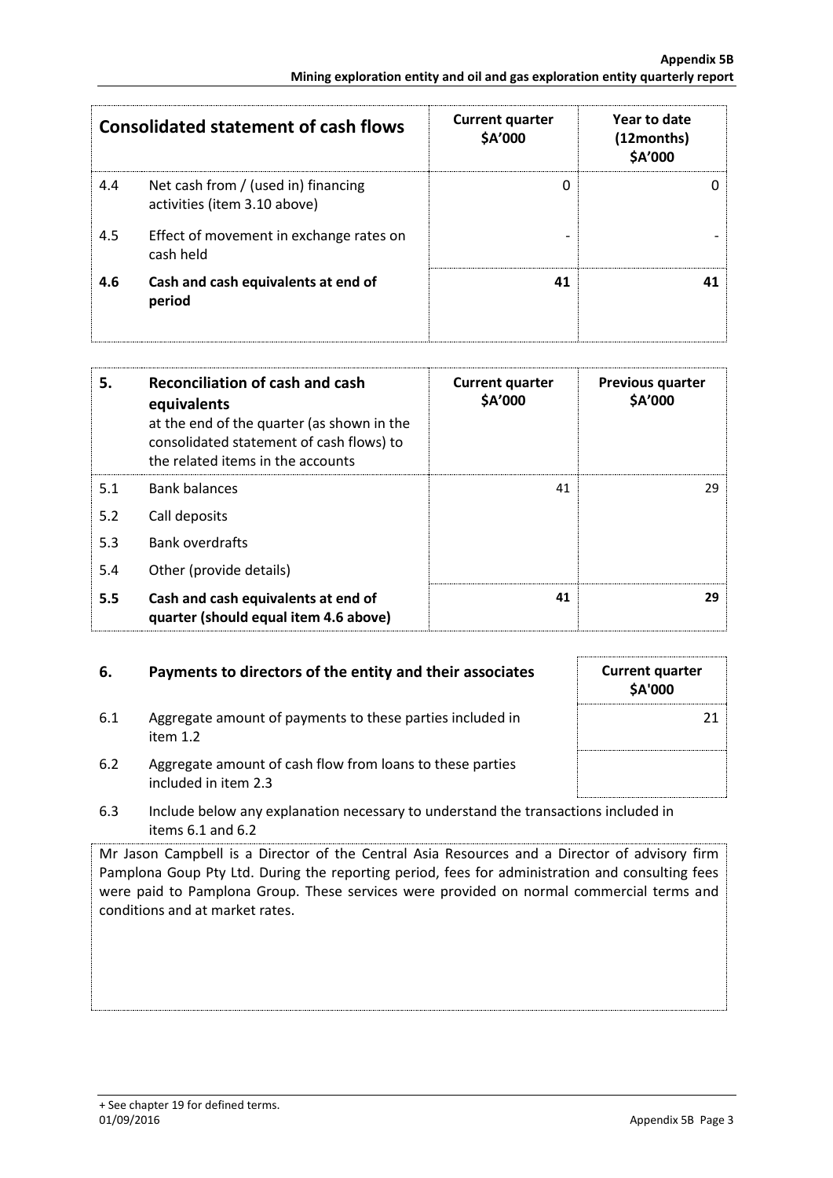| Consolidated statement of cash flows | | Current quarter $A'000 | Year to date (12months) $A'000 |
|---|---|---|---|
| 4.4 | Net cash from / (used in) financing activities (item 3.10 above) | 0 | 0 |
| 4.5 | Effect of movement in exchange rates on cash held | - | - |
| **4.6** | **Cash and cash equivalents at end of period** | **41** | **41** |

| **5.** | **Reconciliation of cash and cash equivalents** at the end of the quarter (as shown in the consolidated statement of cash flows) to the related items in the accounts | Current quarter $A'000 | Previous quarter $A'000 |
|---|---|---|---|
| 5.1 | Bank balances | 41 | 29 |
| 5.2 | Call deposits | | |
| 5.3 | Bank overdrafts | | |
| 5.4 | Other (provide details) | | |
| **5.5** | **Cash and cash equivalents at end of quarter (should equal item 4.6 above)** | **41** | **29** |

| **6.** | **Payments to directors of the entity and their associates** | Current quarter $A'000 |
|---|---|---|
| 6.1 | Aggregate amount of payments to these parties included in item 1.2 | 21 |
| 6.2 | Aggregate amount of cash flow from loans to these parties included in item 2.3 | |

6.3 Include below any explanation necessary to understand the transactions included in items 6.1 and 6.2

Mr Jason Campbell is a Director of the Central Asia Resources and a Director of advisory firm Pamplona Goup Pty Ltd. During the reporting period, fees for administration and consulting fees were paid to Pamplona Group. These services were provided on normal commercial terms and conditions and at market rates.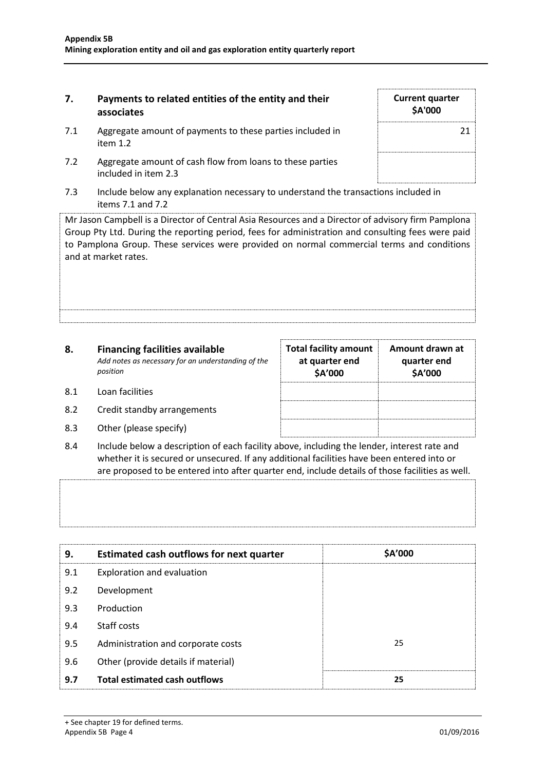## 7. Payments to related entities of the entity and their associates

| | | Current quarter $A'000 |
|---|---|---|
| 7.1 | Aggregate amount of payments to these parties included in item 1.2 | 21 |
| 7.2 | Aggregate amount of cash flow from loans to these parties included in item 2.3 | |

7.3 Include below any explanation necessary to understand the transactions included in items 7.1 and 7.2

Mr Jason Campbell is a Director of Central Asia Resources and a Director of advisory firm Pamplona Group Pty Ltd. During the reporting period, fees for administration and consulting fees were paid to Pamplona Group. These services were provided on normal commercial terms and conditions and at market rates.

## 8. Financing facilities available

*Add notes as necessary for an understanding of the position*

| | | Total facility amount at quarter end $A'000 | Amount drawn at quarter end $A'000 |
|---|---|---|---|
| 8.1 | Loan facilities | | |
| 8.2 | Credit standby arrangements | | |
| 8.3 | Other (please specify) | | |

8.4 Include below a description of each facility above, including the lender, interest rate and whether it is secured or unsecured. If any additional facilities have been entered into or are proposed to be entered into after quarter end, include details of those facilities as well.

| 9. | Estimated cash outflows for next quarter | $A'000 |
|---|---|---|
| 9.1 | Exploration and evaluation | |
| 9.2 | Development | |
| 9.3 | Production | |
| 9.4 | Staff costs | |
| 9.5 | Administration and corporate costs | 25 |
| 9.6 | Other (provide details if material) | |
| **9.7** | **Total estimated cash outflows** | **25** |

+ See chapter 19 for defined terms.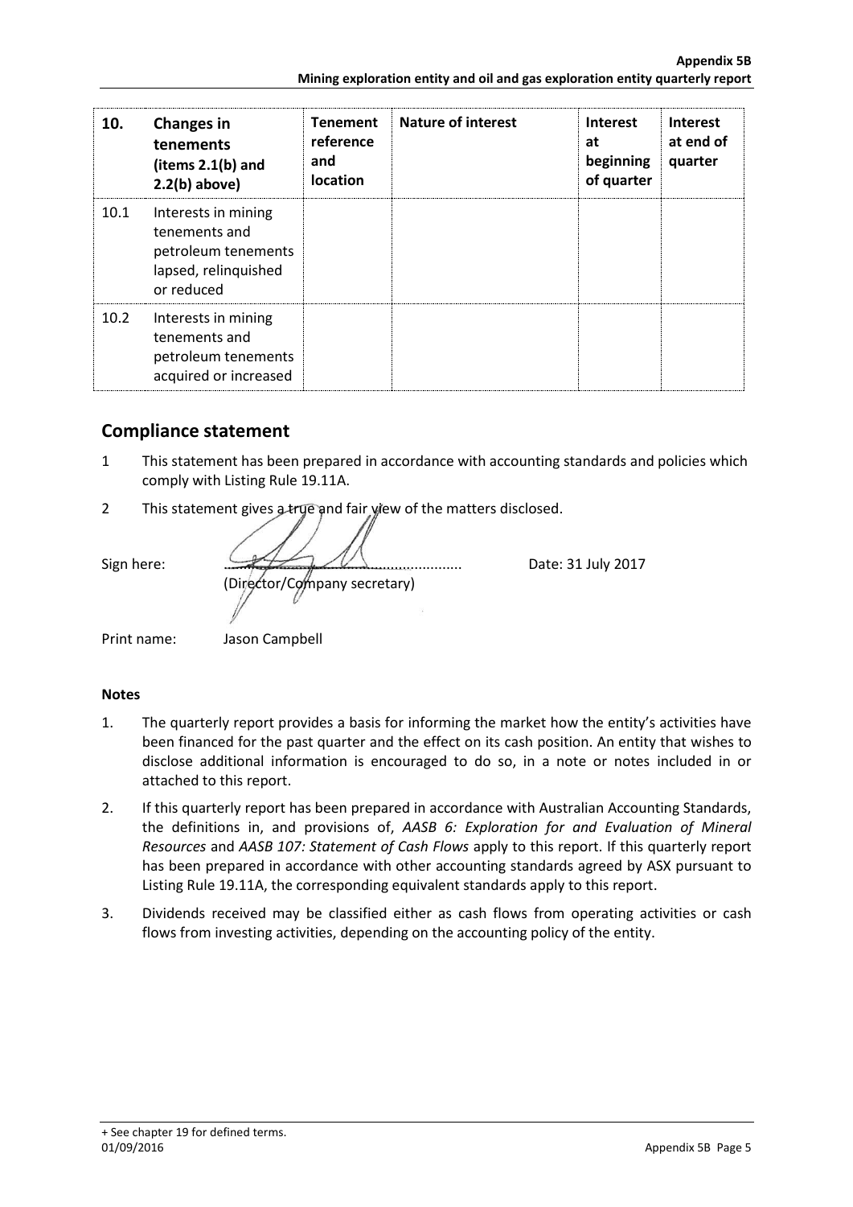| 10. | Changes in tenements (items 2.1(b) and 2.2(b) above) | Tenement reference and location | Nature of interest | Interest at beginning of quarter | Interest at end of quarter |
|---|---|---|---|---|---|
| 10.1 | Interests in mining tenements and petroleum tenements lapsed, relinquished or reduced | | | | |
| 10.2 | Interests in mining tenements and petroleum tenements acquired or increased | | | | |

## Compliance statement

1. This statement has been prepared in accordance with accounting standards and policies which comply with Listing Rule 19.11A.
2. This statement gives a true and fair view of the matters disclosed.

Sign here: ............................................ (Director/Company secretary) Date: 31 July 2017

Print name: Jason Campbell

### Notes

1. The quarterly report provides a basis for informing the market how the entity's activities have been financed for the past quarter and the effect on its cash position. An entity that wishes to disclose additional information is encouraged to do so, in a note or notes included in or attached to this report.
2. If this quarterly report has been prepared in accordance with Australian Accounting Standards, the definitions in, and provisions of, *AASB 6: Exploration for and Evaluation of Mineral Resources* and *AASB 107: Statement of Cash Flows* apply to this report. If this quarterly report has been prepared in accordance with other accounting standards agreed by ASX pursuant to Listing Rule 19.11A, the corresponding equivalent standards apply to this report.
3. Dividends received may be classified either as cash flows from operating activities or cash flows from investing activities, depending on the accounting policy of the entity.